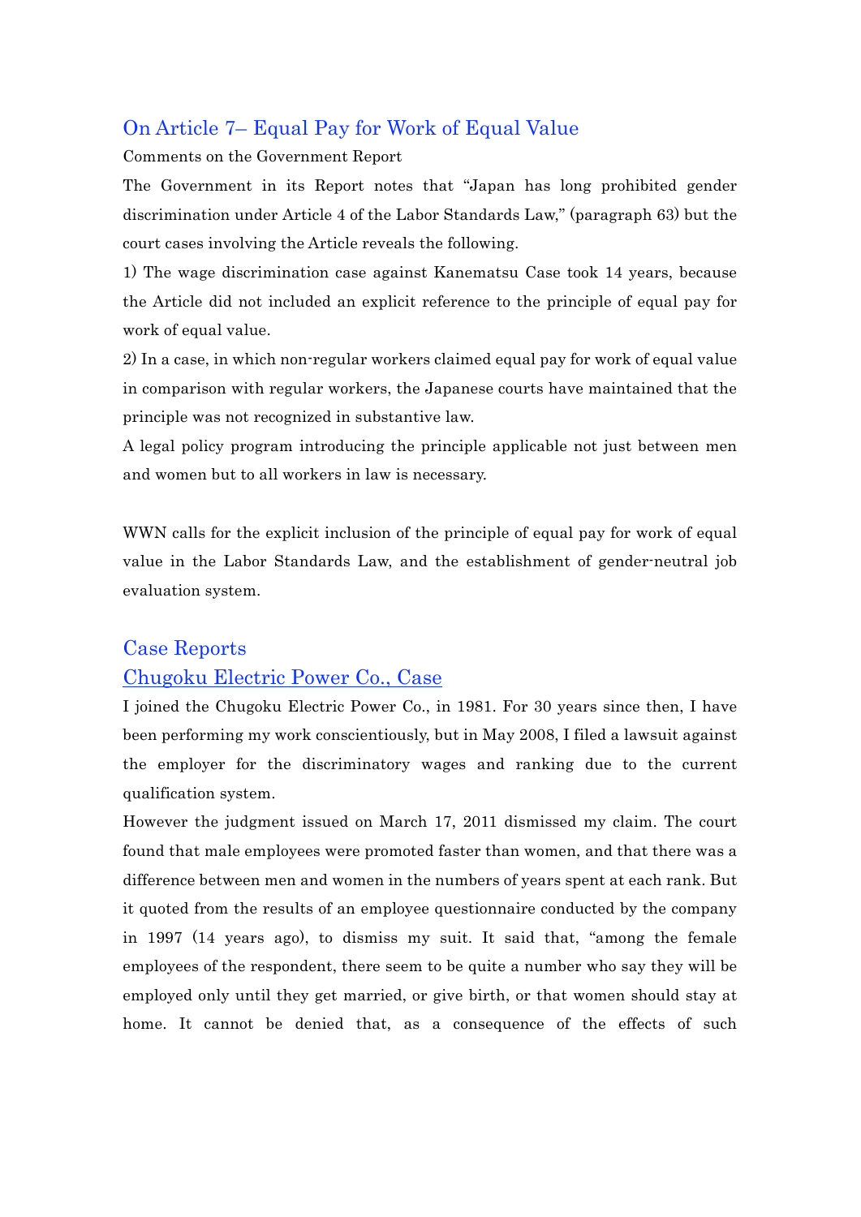## On Article 7– Equal Pay for Work of Equal Value

Comments on the Government Report

The Government in its Report notes that "Japan has long prohibited gender discrimination under Article 4 of the Labor Standards Law," (paragraph 63) but the court cases involving the Article reveals the following.

1) The wage discrimination case against Kanematsu Case took 14 years, because the Article did not included an explicit reference to the principle of equal pay for work of equal value.

2) In a case, in which non-regular workers claimed equal pay for work of equal value in comparison with regular workers, the Japanese courts have maintained that the principle was not recognized in substantive law.

A legal policy program introducing the principle applicable not just between men and women but to all workers in law is necessary.

WWN calls for the explicit inclusion of the principle of equal pay for work of equal value in the Labor Standards Law, and the establishment of gender-neutral job evaluation system.

## Case Reports

### Chugoku Electric Power Co., Case

I joined the Chugoku Electric Power Co., in 1981. For 30 years since then, I have been performing my work conscientiously, but in May 2008, I filed a lawsuit against the employer for the discriminatory wages and ranking due to the current qualification system.

However the judgment issued on March 17, 2011 dismissed my claim. The court found that male employees were promoted faster than women, and that there was a difference between men and women in the numbers of years spent at each rank. But it quoted from the results of an employee questionnaire conducted by the company in 1997 (14 years ago), to dismiss my suit. It said that, "among the female employees of the respondent, there seem to be quite a number who say they will be employed only until they get married, or give birth, or that women should stay at home. It cannot be denied that, as a consequence of the effects of such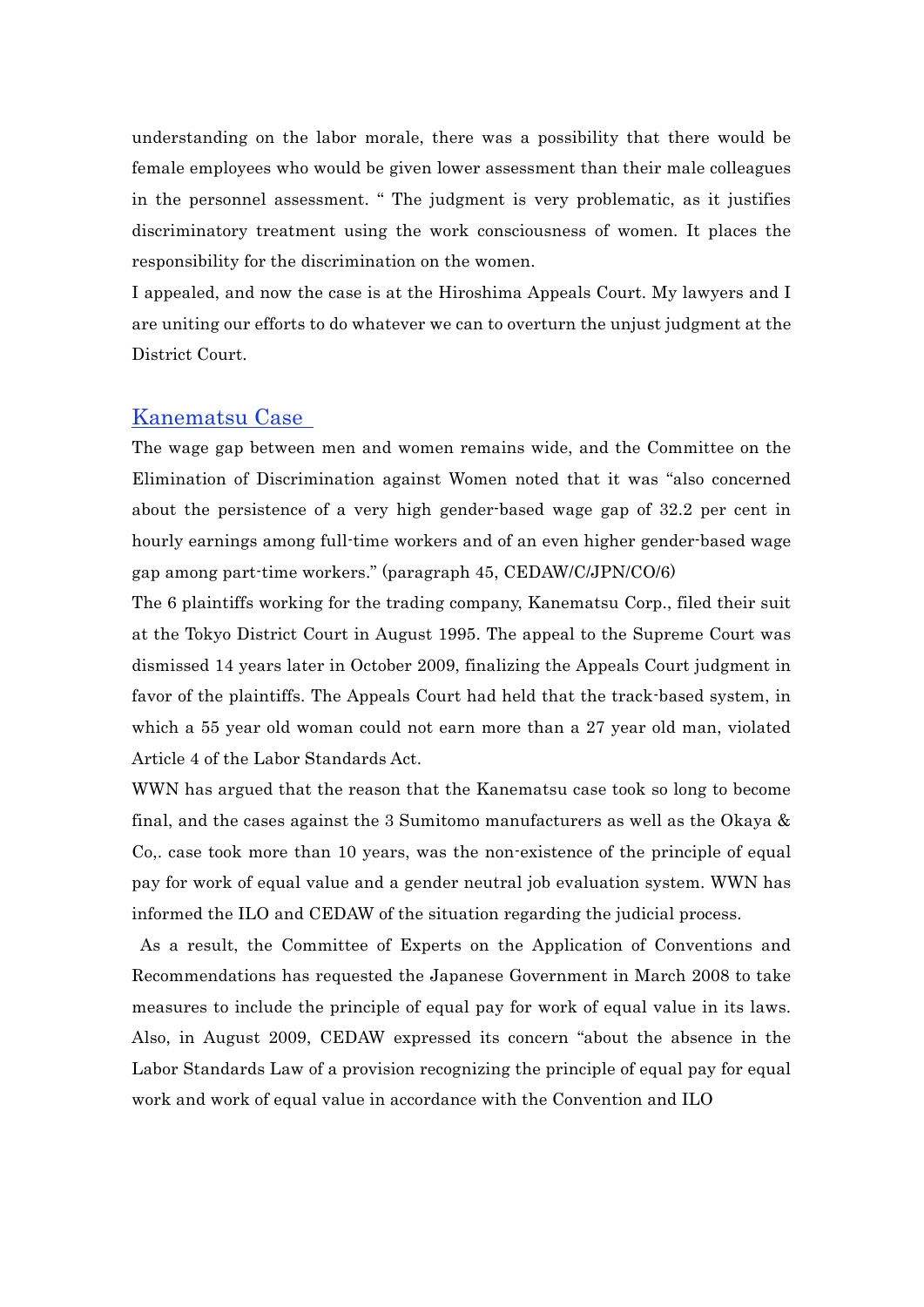understanding on the labor morale, there was a possibility that there would be female employees who would be given lower assessment than their male colleagues in the personnel assessment. " The judgment is very problematic, as it justifies discriminatory treatment using the work consciousness of women. It places the responsibility for the discrimination on the women.

I appealed, and now the case is at the Hiroshima Appeals Court. My lawyers and I are uniting our efforts to do whatever we can to overturn the unjust judgment at the District Court.

## Kanematsu Case

The wage gap between men and women remains wide, and the Committee on the Elimination of Discrimination against Women noted that it was "also concerned about the persistence of a very high gender-based wage gap of 32.2 per cent in hourly earnings among full-time workers and of an even higher gender-based wage gap among part-time workers." (paragraph 45, CEDAW/C/JPN/CO/6)

The 6 plaintiffs working for the trading company, Kanematsu Corp., filed their suit at the Tokyo District Court in August 1995. The appeal to the Supreme Court was dismissed 14 years later in October 2009, finalizing the Appeals Court judgment in favor of the plaintiffs. The Appeals Court had held that the track-based system, in which a 55 year old woman could not earn more than a 27 year old man, violated Article 4 of the Labor Standards Act.

WWN has argued that the reason that the Kanematsu case took so long to become final, and the cases against the 3 Sumitomo manufacturers as well as the Okaya & Co,. case took more than 10 years, was the non-existence of the principle of equal pay for work of equal value and a gender neutral job evaluation system. WWN has informed the ILO and CEDAW of the situation regarding the judicial process.

As a result, the Committee of Experts on the Application of Conventions and Recommendations has requested the Japanese Government in March 2008 to take measures to include the principle of equal pay for work of equal value in its laws. Also, in August 2009, CEDAW expressed its concern "about the absence in the Labor Standards Law of a provision recognizing the principle of equal pay for equal work and work of equal value in accordance with the Convention and ILO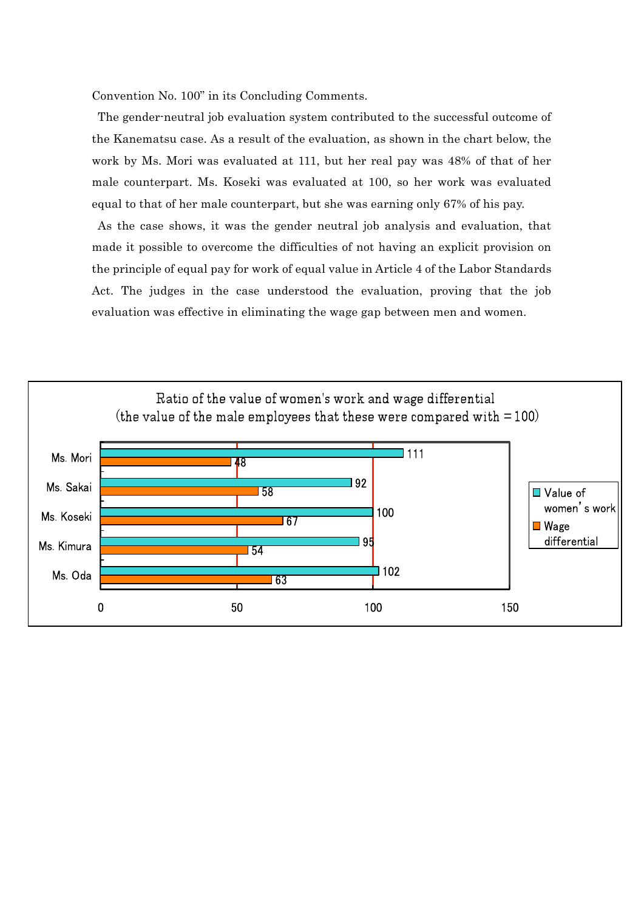Convention No. 100" in its Concluding Comments.

The gender-neutral job evaluation system contributed to the successful outcome of the Kanematsu case. As a result of the evaluation, as shown in the chart below, the work by Ms. Mori was evaluated at 111, but her real pay was 48% of that of her male counterpart. Ms. Koseki was evaluated at 100, so her work was evaluated equal to that of her male counterpart, but she was earning only 67% of his pay.

As the case shows, it was the gender neutral job analysis and evaluation, that made it possible to overcome the difficulties of not having an explicit provision on the principle of equal pay for work of equal value in Article 4 of the Labor Standards Act. The judges in the case understood the evaluation, proving that the job evaluation was effective in eliminating the wage gap between men and women.

**Ratio of the value of women's work and wage differential (the value of the male employees that these were compared with = 100)**

| | Value of women's work | Wage differential |
|---|---|---|
| Ms. Mori | 111 | 48 |
| Ms. Sakai | 92 | 58 |
| Ms. Koseki | 100 | 67 |
| Ms. Kimura | 95 | 54 |
| Ms. Oda | 102 | 63 |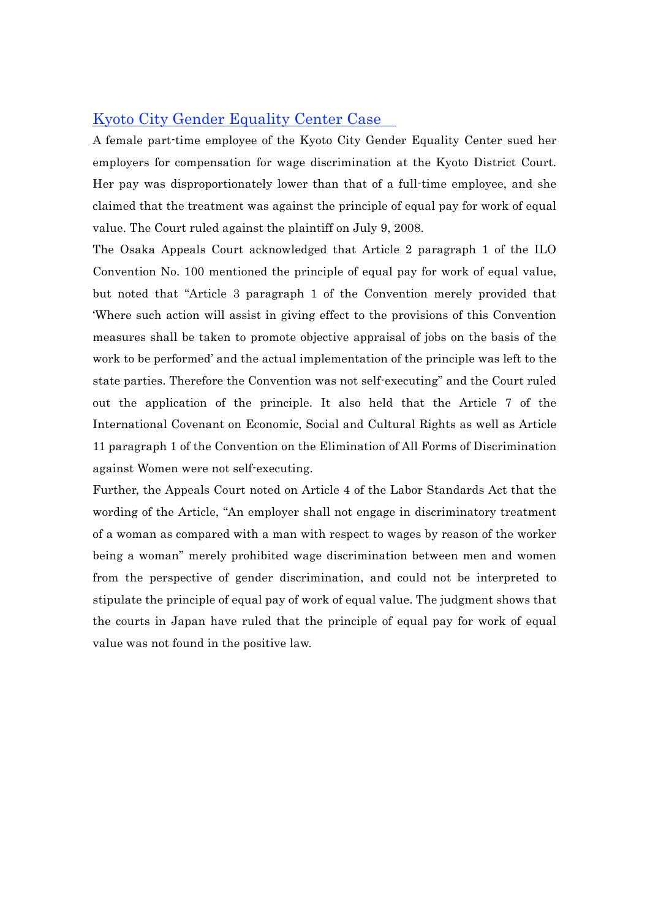## Kyoto City Gender Equality Center Case

A female part-time employee of the Kyoto City Gender Equality Center sued her employers for compensation for wage discrimination at the Kyoto District Court. Her pay was disproportionately lower than that of a full-time employee, and she claimed that the treatment was against the principle of equal pay for work of equal value. The Court ruled against the plaintiff on July 9, 2008.

The Osaka Appeals Court acknowledged that Article 2 paragraph 1 of the ILO Convention No. 100 mentioned the principle of equal pay for work of equal value, but noted that "Article 3 paragraph 1 of the Convention merely provided that 'Where such action will assist in giving effect to the provisions of this Convention measures shall be taken to promote objective appraisal of jobs on the basis of the work to be performed' and the actual implementation of the principle was left to the state parties. Therefore the Convention was not self-executing" and the Court ruled out the application of the principle. It also held that the Article 7 of the International Covenant on Economic, Social and Cultural Rights as well as Article 11 paragraph 1 of the Convention on the Elimination of All Forms of Discrimination against Women were not self-executing.

Further, the Appeals Court noted on Article 4 of the Labor Standards Act that the wording of the Article, "An employer shall not engage in discriminatory treatment of a woman as compared with a man with respect to wages by reason of the worker being a woman" merely prohibited wage discrimination between men and women from the perspective of gender discrimination, and could not be interpreted to stipulate the principle of equal pay of work of equal value. The judgment shows that the courts in Japan have ruled that the principle of equal pay for work of equal value was not found in the positive law.